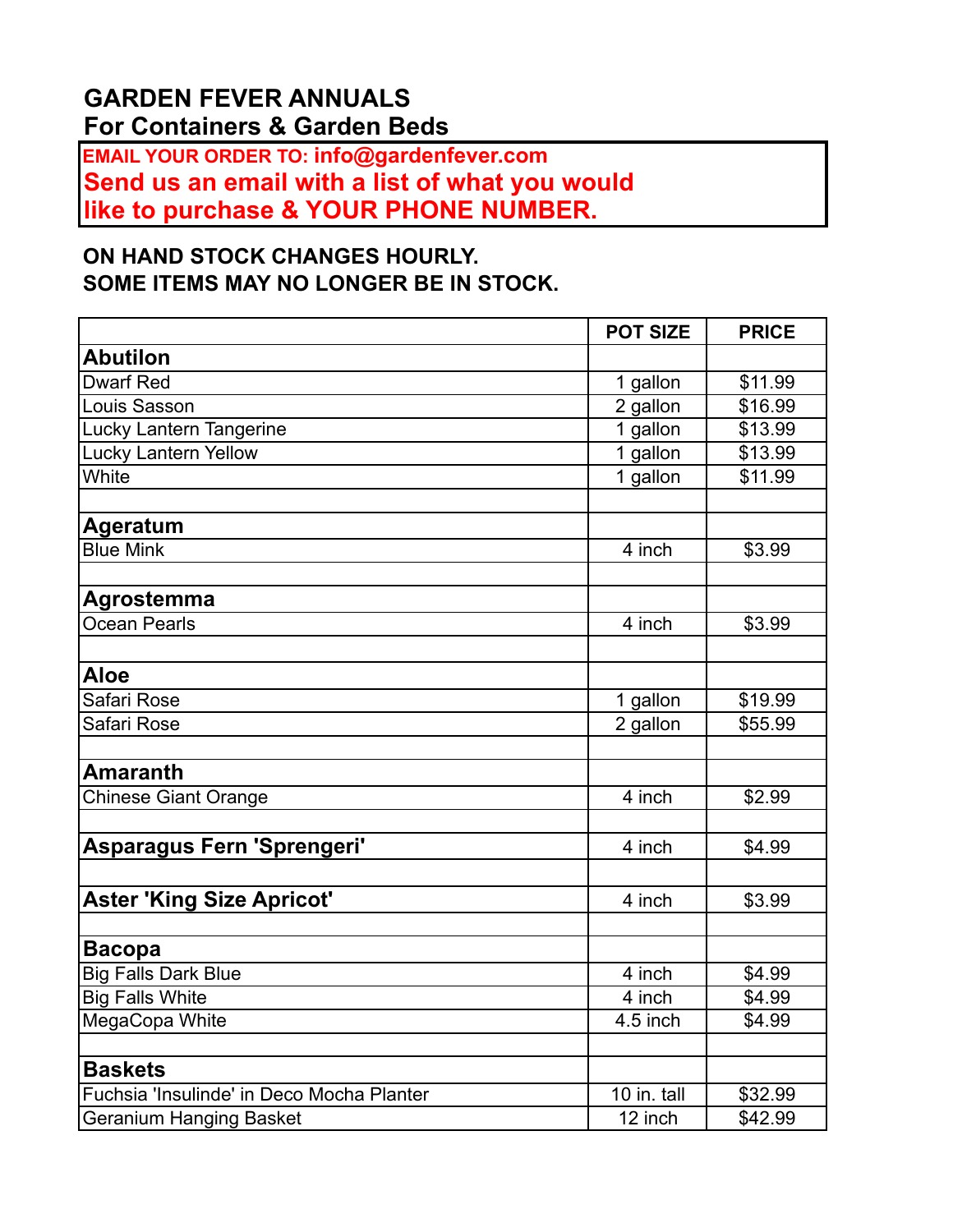# GARDEN FEVER ANNUALS

## For Containers & Garden Beds

**EMAIL YOUR ORDER TO: info@gardenfever.com**
**Send us an email with a list of what you would like to purchase & YOUR PHONE NUMBER.**

**ON HAND STOCK CHANGES HOURLY.**
**SOME ITEMS MAY NO LONGER BE IN STOCK.**

| | POT SIZE | PRICE |
|---|---|---|
| **Abutilon** | | |
| Dwarf Red | 1 gallon | $11.99 |
| Louis Sasson | 2 gallon | $16.99 |
| Lucky Lantern Tangerine | 1 gallon | $13.99 |
| Lucky Lantern Yellow | 1 gallon | $13.99 |
| White | 1 gallon | $11.99 |
| | | |
| **Ageratum** | | |
| Blue Mink | 4 inch | $3.99 |
| | | |
| **Agrostemma** | | |
| Ocean Pearls | 4 inch | $3.99 |
| | | |
| **Aloe** | | |
| Safari Rose | 1 gallon | $19.99 |
| Safari Rose | 2 gallon | $55.99 |
| | | |
| **Amaranth** | | |
| Chinese Giant Orange | 4 inch | $2.99 |
| | | |
| **Asparagus Fern 'Sprengeri'** | 4 inch | $4.99 |
| | | |
| **Aster 'King Size Apricot'** | 4 inch | $3.99 |
| | | |
| **Bacopa** | | |
| Big Falls Dark Blue | 4 inch | $4.99 |
| Big Falls White | 4 inch | $4.99 |
| MegaCopa White | 4.5 inch | $4.99 |
| | | |
| **Baskets** | | |
| Fuchsia 'Insulinde' in Deco Mocha Planter | 10 in. tall | $32.99 |
| Geranium Hanging Basket | 12 inch | $42.99 |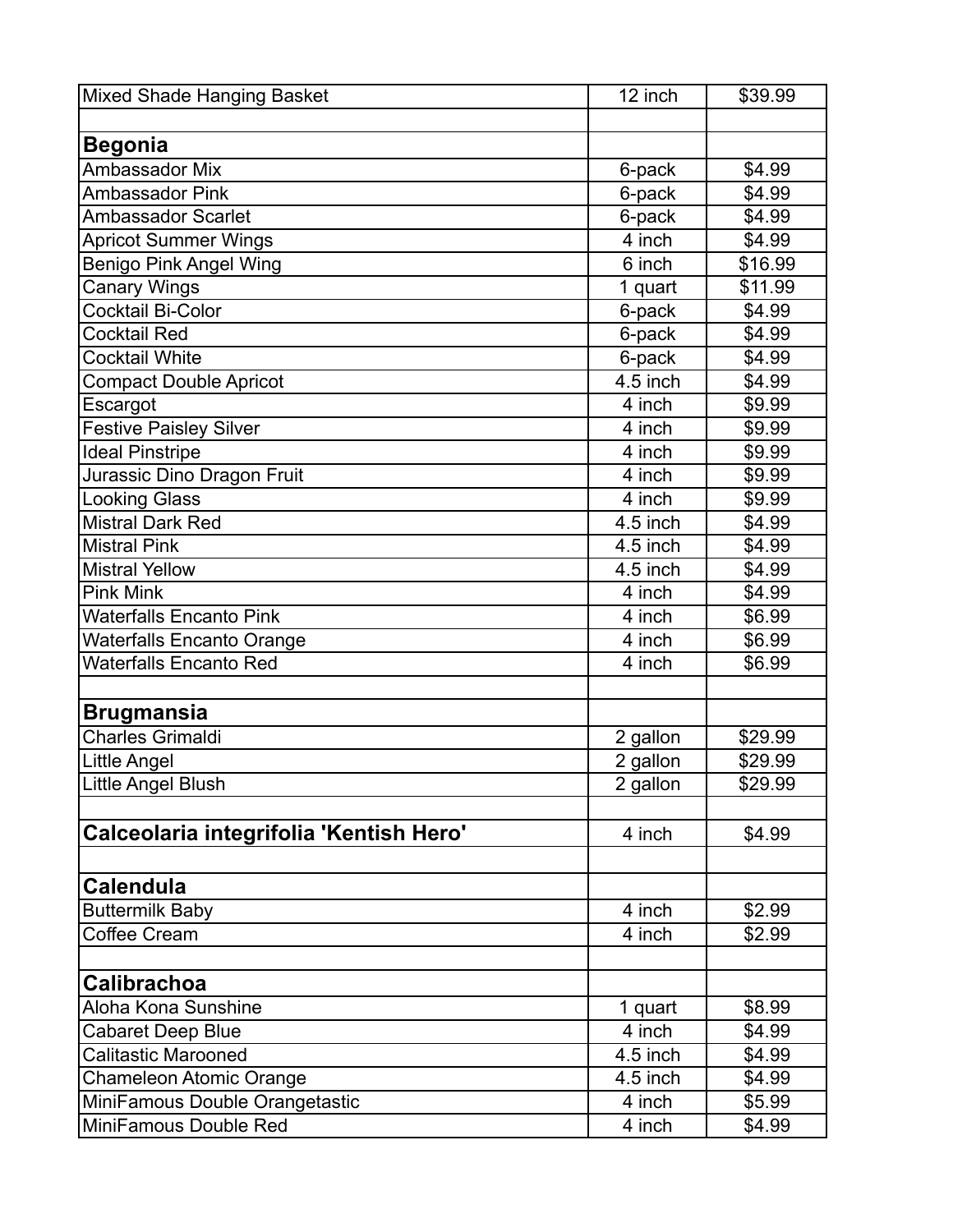| Mixed Shade Hanging Basket | 12 inch | $39.99 |
| --- | --- | --- |
| | | |
| **Begonia** | | |
| Ambassador Mix | 6-pack | $4.99 |
| Ambassador Pink | 6-pack | $4.99 |
| Ambassador Scarlet | 6-pack | $4.99 |
| Apricot Summer Wings | 4 inch | $4.99 |
| Benigo Pink Angel Wing | 6 inch | $16.99 |
| Canary Wings | 1 quart | $11.99 |
| Cocktail Bi-Color | 6-pack | $4.99 |
| Cocktail Red | 6-pack | $4.99 |
| Cocktail White | 6-pack | $4.99 |
| Compact Double Apricot | 4.5 inch | $4.99 |
| Escargot | 4 inch | $9.99 |
| Festive Paisley Silver | 4 inch | $9.99 |
| Ideal Pinstripe | 4 inch | $9.99 |
| Jurassic Dino Dragon Fruit | 4 inch | $9.99 |
| Looking Glass | 4 inch | $9.99 |
| Mistral Dark Red | 4.5 inch | $4.99 |
| Mistral Pink | 4.5 inch | $4.99 |
| Mistral Yellow | 4.5 inch | $4.99 |
| Pink Mink | 4 inch | $4.99 |
| Waterfalls Encanto Pink | 4 inch | $6.99 |
| Waterfalls Encanto Orange | 4 inch | $6.99 |
| Waterfalls Encanto Red | 4 inch | $6.99 |
| | | |
| **Brugmansia** | | |
| Charles Grimaldi | 2 gallon | $29.99 |
| Little Angel | 2 gallon | $29.99 |
| Little Angel Blush | 2 gallon | $29.99 |
| | | |
| **Calceolaria integrifolia 'Kentish Hero'** | 4 inch | $4.99 |
| | | |
| **Calendula** | | |
| Buttermilk Baby | 4 inch | $2.99 |
| Coffee Cream | 4 inch | $2.99 |
| | | |
| **Calibrachoa** | | |
| Aloha Kona Sunshine | 1 quart | $8.99 |
| Cabaret Deep Blue | 4 inch | $4.99 |
| Calitastic Marooned | 4.5 inch | $4.99 |
| Chameleon Atomic Orange | 4.5 inch | $4.99 |
| MiniFamous Double Orangetastic | 4 inch | $5.99 |
| MiniFamous Double Red | 4 inch | $4.99 |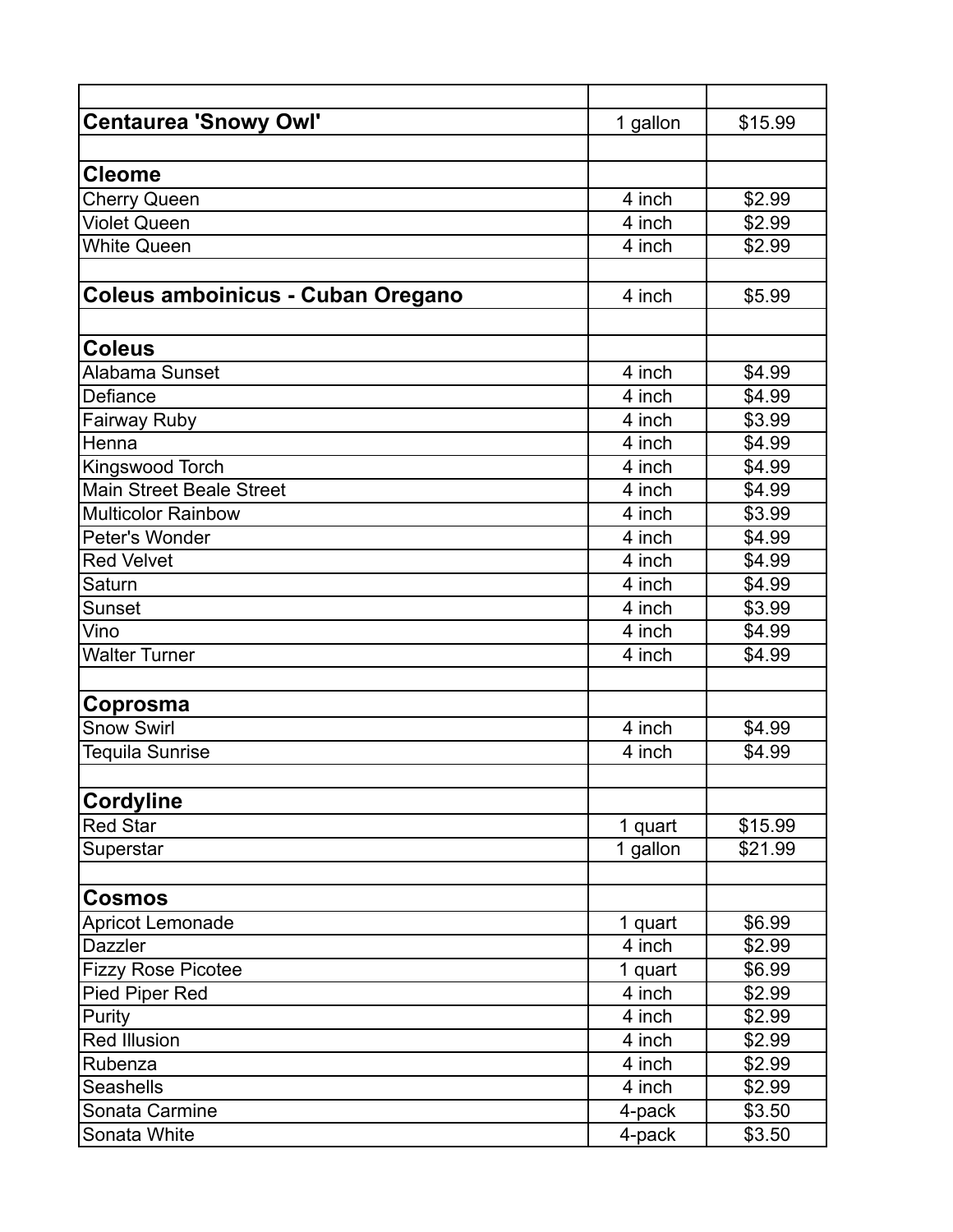| | | |
|---|---|---|
| **Centaurea 'Snowy Owl'** | 1 gallon | $15.99 |
| | | |
| **Cleome** | | |
| Cherry Queen | 4 inch | $2.99 |
| Violet Queen | 4 inch | $2.99 |
| White Queen | 4 inch | $2.99 |
| | | |
| **Coleus amboinicus - Cuban Oregano** | 4 inch | $5.99 |
| | | |
| **Coleus** | | |
| Alabama Sunset | 4 inch | $4.99 |
| Defiance | 4 inch | $4.99 |
| Fairway Ruby | 4 inch | $3.99 |
| Henna | 4 inch | $4.99 |
| Kingswood Torch | 4 inch | $4.99 |
| Main Street Beale Street | 4 inch | $4.99 |
| Multicolor Rainbow | 4 inch | $3.99 |
| Peter's Wonder | 4 inch | $4.99 |
| Red Velvet | 4 inch | $4.99 |
| Saturn | 4 inch | $4.99 |
| Sunset | 4 inch | $3.99 |
| Vino | 4 inch | $4.99 |
| Walter Turner | 4 inch | $4.99 |
| | | |
| **Coprosma** | | |
| Snow Swirl | 4 inch | $4.99 |
| Tequila Sunrise | 4 inch | $4.99 |
| | | |
| **Cordyline** | | |
| Red Star | 1 quart | $15.99 |
| Superstar | 1 gallon | $21.99 |
| | | |
| **Cosmos** | | |
| Apricot Lemonade | 1 quart | $6.99 |
| Dazzler | 4 inch | $2.99 |
| Fizzy Rose Picotee | 1 quart | $6.99 |
| Pied Piper Red | 4 inch | $2.99 |
| Purity | 4 inch | $2.99 |
| Red Illusion | 4 inch | $2.99 |
| Rubenza | 4 inch | $2.99 |
| Seashells | 4 inch | $2.99 |
| Sonata Carmine | 4-pack | $3.50 |
| Sonata White | 4-pack | $3.50 |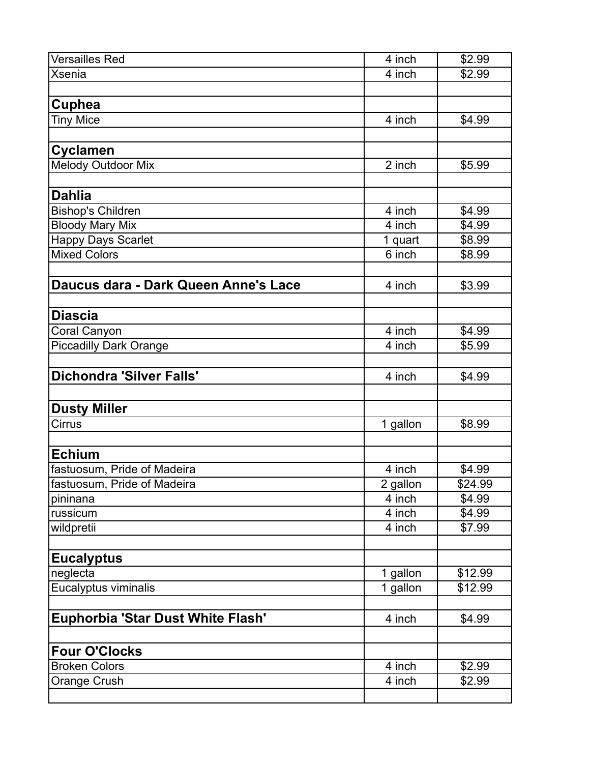| | | |
|---|---|---|
| Versailles Red | 4 inch | $2.99 |
| Xsenia | 4 inch | $2.99 |
| | | |
| **Cuphea** | | |
| Tiny Mice | 4 inch | $4.99 |
| | | |
| **Cyclamen** | | |
| Melody Outdoor Mix | 2 inch | $5.99 |
| | | |
| **Dahlia** | | |
| Bishop's Children | 4 inch | $4.99 |
| Bloody Mary Mix | 4 inch | $4.99 |
| Happy Days Scarlet | 1 quart | $8.99 |
| Mixed Colors | 6 inch | $8.99 |
| | | |
| **Daucus dara - Dark Queen Anne's Lace** | 4 inch | $3.99 |
| | | |
| **Diascia** | | |
| Coral Canyon | 4 inch | $4.99 |
| Piccadilly Dark Orange | 4 inch | $5.99 |
| | | |
| **Dichondra 'Silver Falls'** | 4 inch | $4.99 |
| | | |
| **Dusty Miller** | | |
| Cirrus | 1 gallon | $8.99 |
| | | |
| **Echium** | | |
| fastuosum, Pride of Madeira | 4 inch | $4.99 |
| fastuosum, Pride of Madeira | 2 gallon | $24.99 |
| pininana | 4 inch | $4.99 |
| russicum | 4 inch | $4.99 |
| wildpretii | 4 inch | $7.99 |
| | | |
| **Eucalyptus** | | |
| neglecta | 1 gallon | $12.99 |
| Eucalyptus viminalis | 1 gallon | $12.99 |
| | | |
| **Euphorbia 'Star Dust White Flash'** | 4 inch | $4.99 |
| | | |
| **Four O'Clocks** | | |
| Broken Colors | 4 inch | $2.99 |
| Orange Crush | 4 inch | $2.99 |
| | | |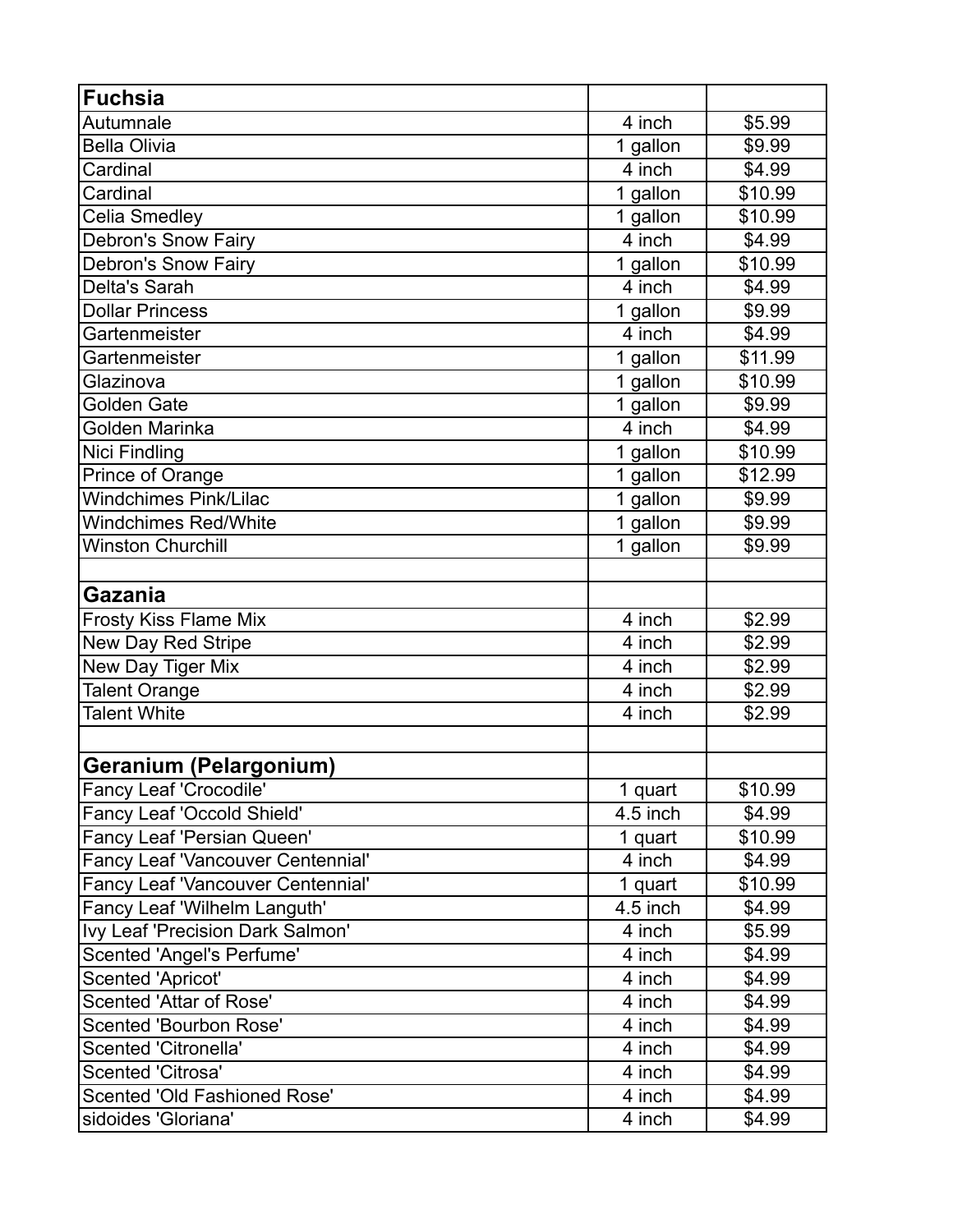| **Fuchsia** | | |
|---|---|---|
| Autumnale | 4 inch | $5.99 |
| Bella Olivia | 1 gallon | $9.99 |
| Cardinal | 4 inch | $4.99 |
| Cardinal | 1 gallon | $10.99 |
| Celia Smedley | 1 gallon | $10.99 |
| Debron's Snow Fairy | 4 inch | $4.99 |
| Debron's Snow Fairy | 1 gallon | $10.99 |
| Delta's Sarah | 4 inch | $4.99 |
| Dollar Princess | 1 gallon | $9.99 |
| Gartenmeister | 4 inch | $4.99 |
| Gartenmeister | 1 gallon | $11.99 |
| Glazinova | 1 gallon | $10.99 |
| Golden Gate | 1 gallon | $9.99 |
| Golden Marinka | 4 inch | $4.99 |
| Nici Findling | 1 gallon | $10.99 |
| Prince of Orange | 1 gallon | $12.99 |
| Windchimes Pink/Lilac | 1 gallon | $9.99 |
| Windchimes Red/White | 1 gallon | $9.99 |
| Winston Churchill | 1 gallon | $9.99 |
| | | |
| **Gazania** | | |
| Frosty Kiss Flame Mix | 4 inch | $2.99 |
| New Day Red Stripe | 4 inch | $2.99 |
| New Day Tiger Mix | 4 inch | $2.99 |
| Talent Orange | 4 inch | $2.99 |
| Talent White | 4 inch | $2.99 |
| | | |
| **Geranium (Pelargonium)** | | |
| Fancy Leaf 'Crocodile' | 1 quart | $10.99 |
| Fancy Leaf 'Occold Shield' | 4.5 inch | $4.99 |
| Fancy Leaf 'Persian Queen' | 1 quart | $10.99 |
| Fancy Leaf 'Vancouver Centennial' | 4 inch | $4.99 |
| Fancy Leaf 'Vancouver Centennial' | 1 quart | $10.99 |
| Fancy Leaf 'Wilhelm Languth' | 4.5 inch | $4.99 |
| Ivy Leaf 'Precision Dark Salmon' | 4 inch | $5.99 |
| Scented 'Angel's Perfume' | 4 inch | $4.99 |
| Scented 'Apricot' | 4 inch | $4.99 |
| Scented 'Attar of Rose' | 4 inch | $4.99 |
| Scented 'Bourbon Rose' | 4 inch | $4.99 |
| Scented 'Citronella' | 4 inch | $4.99 |
| Scented 'Citrosa' | 4 inch | $4.99 |
| Scented 'Old Fashioned Rose' | 4 inch | $4.99 |
| sidoides 'Gloriana' | 4 inch | $4.99 |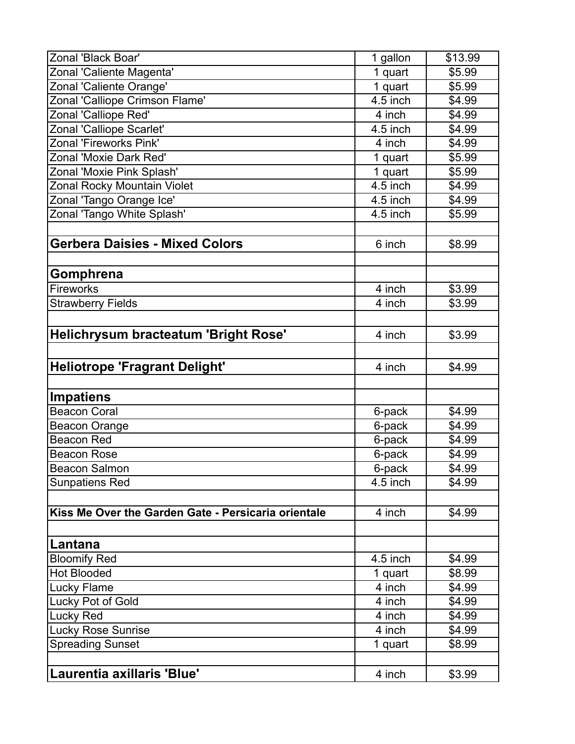| | | |
|---|---|---|
| Zonal 'Black Boar' | 1 gallon | $13.99 |
| Zonal 'Caliente Magenta' | 1 quart | $5.99 |
| Zonal 'Caliente Orange' | 1 quart | $5.99 |
| Zonal 'Calliope Crimson Flame' | 4.5 inch | $4.99 |
| Zonal 'Calliope Red' | 4 inch | $4.99 |
| Zonal 'Calliope Scarlet' | 4.5 inch | $4.99 |
| Zonal 'Fireworks Pink' | 4 inch | $4.99 |
| Zonal 'Moxie Dark Red' | 1 quart | $5.99 |
| Zonal 'Moxie Pink Splash' | 1 quart | $5.99 |
| Zonal Rocky Mountain Violet | 4.5 inch | $4.99 |
| Zonal 'Tango Orange Ice' | 4.5 inch | $4.99 |
| Zonal 'Tango White Splash' | 4.5 inch | $5.99 |
| | | |
| **Gerbera Daisies - Mixed Colors** | 6 inch | $8.99 |
| | | |
| **Gomphrena** | | |
| Fireworks | 4 inch | $3.99 |
| Strawberry Fields | 4 inch | $3.99 |
| | | |
| **Helichrysum bracteatum 'Bright Rose'** | 4 inch | $3.99 |
| | | |
| **Heliotrope 'Fragrant Delight'** | 4 inch | $4.99 |
| | | |
| **Impatiens** | | |
| Beacon Coral | 6-pack | $4.99 |
| Beacon Orange | 6-pack | $4.99 |
| Beacon Red | 6-pack | $4.99 |
| Beacon Rose | 6-pack | $4.99 |
| Beacon Salmon | 6-pack | $4.99 |
| Sunpatiens Red | 4.5 inch | $4.99 |
| | | |
| **Kiss Me Over the Garden Gate - Persicaria orientale** | 4 inch | $4.99 |
| | | |
| **Lantana** | | |
| Bloomify Red | 4.5 inch | $4.99 |
| Hot Blooded | 1 quart | $8.99 |
| Lucky Flame | 4 inch | $4.99 |
| Lucky Pot of Gold | 4 inch | $4.99 |
| Lucky Red | 4 inch | $4.99 |
| Lucky Rose Sunrise | 4 inch | $4.99 |
| Spreading Sunset | 1 quart | $8.99 |
| | | |
| **Laurentia axillaris 'Blue'** | 4 inch | $3.99 |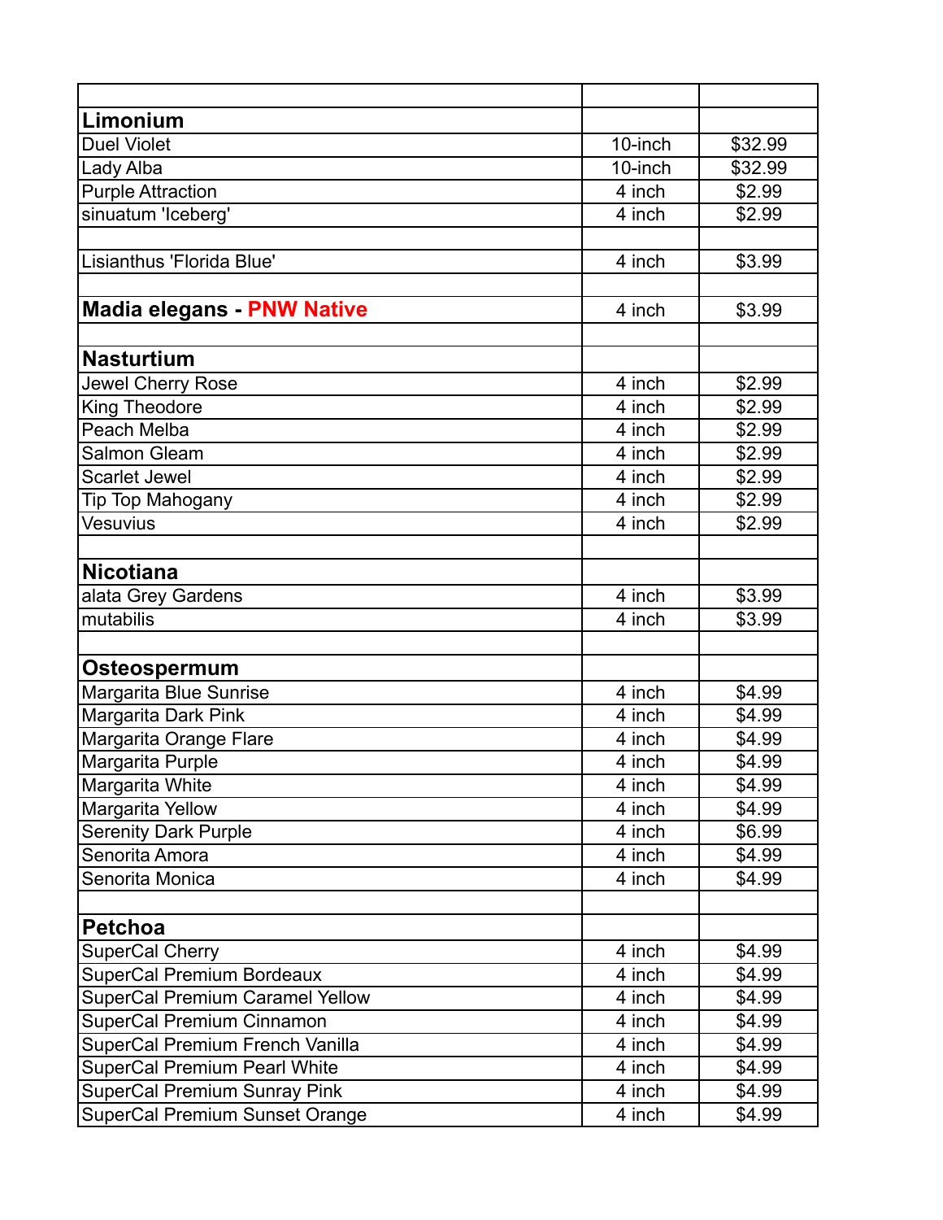| | | |
|---|---|---|
| **Limonium** | | |
| Duel Violet | 10-inch | $32.99 |
| Lady Alba | 10-inch | $32.99 |
| Purple Attraction | 4 inch | $2.99 |
| sinuatum 'Iceberg' | 4 inch | $2.99 |
| | | |
| Lisianthus 'Florida Blue' | 4 inch | $3.99 |
| | | |
| **Madia elegans - PNW Native** | 4 inch | $3.99 |
| | | |
| **Nasturtium** | | |
| Jewel Cherry Rose | 4 inch | $2.99 |
| King Theodore | 4 inch | $2.99 |
| Peach Melba | 4 inch | $2.99 |
| Salmon Gleam | 4 inch | $2.99 |
| Scarlet Jewel | 4 inch | $2.99 |
| Tip Top Mahogany | 4 inch | $2.99 |
| Vesuvius | 4 inch | $2.99 |
| | | |
| **Nicotiana** | | |
| alata Grey Gardens | 4 inch | $3.99 |
| mutabilis | 4 inch | $3.99 |
| | | |
| **Osteospermum** | | |
| Margarita Blue Sunrise | 4 inch | $4.99 |
| Margarita Dark Pink | 4 inch | $4.99 |
| Margarita Orange Flare | 4 inch | $4.99 |
| Margarita Purple | 4 inch | $4.99 |
| Margarita White | 4 inch | $4.99 |
| Margarita Yellow | 4 inch | $4.99 |
| Serenity Dark Purple | 4 inch | $6.99 |
| Senorita Amora | 4 inch | $4.99 |
| Senorita Monica | 4 inch | $4.99 |
| | | |
| **Petchoa** | | |
| SuperCal Cherry | 4 inch | $4.99 |
| SuperCal Premium Bordeaux | 4 inch | $4.99 |
| SuperCal Premium Caramel Yellow | 4 inch | $4.99 |
| SuperCal Premium Cinnamon | 4 inch | $4.99 |
| SuperCal Premium French Vanilla | 4 inch | $4.99 |
| SuperCal Premium Pearl White | 4 inch | $4.99 |
| SuperCal Premium Sunray Pink | 4 inch | $4.99 |
| SuperCal Premium Sunset Orange | 4 inch | $4.99 |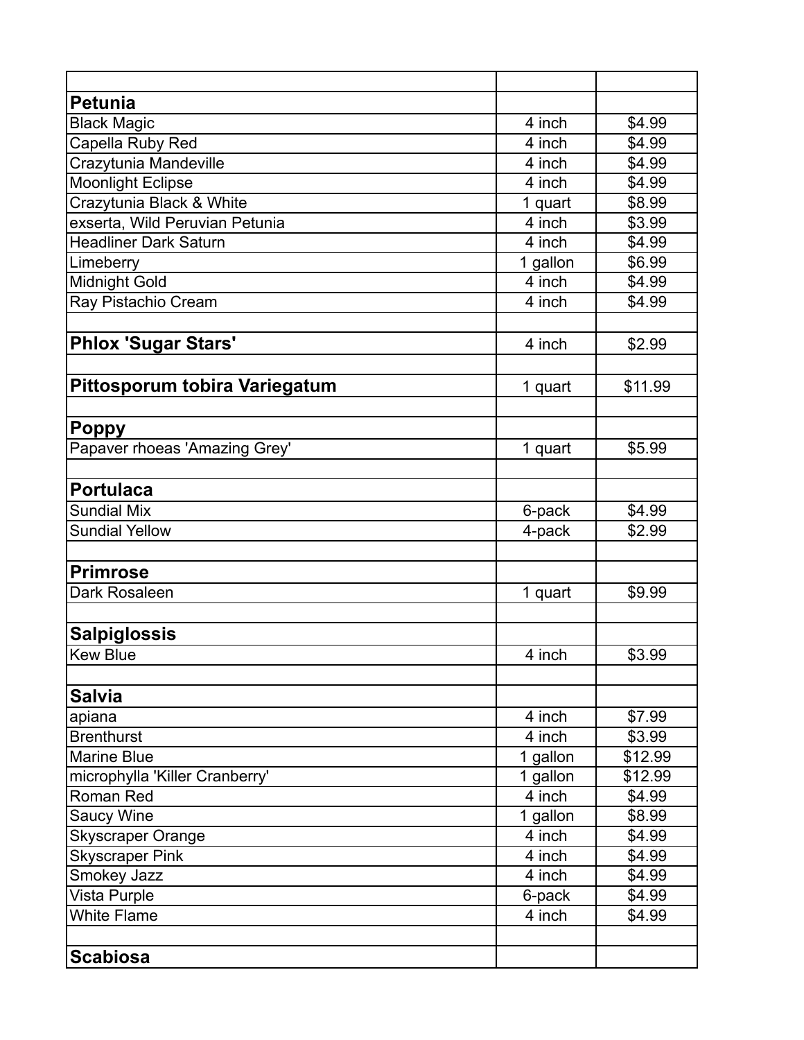| | | |
|---|---|---|
| **Petunia** | | |
| Black Magic | 4 inch | $4.99 |
| Capella Ruby Red | 4 inch | $4.99 |
| Crazytunia Mandeville | 4 inch | $4.99 |
| Moonlight Eclipse | 4 inch | $4.99 |
| Crazytunia Black & White | 1 quart | $8.99 |
| exserta, Wild Peruvian Petunia | 4 inch | $3.99 |
| Headliner Dark Saturn | 4 inch | $4.99 |
| Limeberry | 1 gallon | $6.99 |
| Midnight Gold | 4 inch | $4.99 |
| Ray Pistachio Cream | 4 inch | $4.99 |
| | | |
| **Phlox 'Sugar Stars'** | 4 inch | $2.99 |
| | | |
| **Pittosporum tobira Variegatum** | 1 quart | $11.99 |
| | | |
| **Poppy** | | |
| Papaver rhoeas 'Amazing Grey' | 1 quart | $5.99 |
| | | |
| **Portulaca** | | |
| Sundial Mix | 6-pack | $4.99 |
| Sundial Yellow | 4-pack | $2.99 |
| | | |
| **Primrose** | | |
| Dark Rosaleen | 1 quart | $9.99 |
| | | |
| **Salpiglossis** | | |
| Kew Blue | 4 inch | $3.99 |
| | | |
| **Salvia** | | |
| apiana | 4 inch | $7.99 |
| Brenthurst | 4 inch | $3.99 |
| Marine Blue | 1 gallon | $12.99 |
| microphylla 'Killer Cranberry' | 1 gallon | $12.99 |
| Roman Red | 4 inch | $4.99 |
| Saucy Wine | 1 gallon | $8.99 |
| Skyscraper Orange | 4 inch | $4.99 |
| Skyscraper Pink | 4 inch | $4.99 |
| Smokey Jazz | 4 inch | $4.99 |
| Vista Purple | 6-pack | $4.99 |
| White Flame | 4 inch | $4.99 |
| | | |
| **Scabiosa** | | |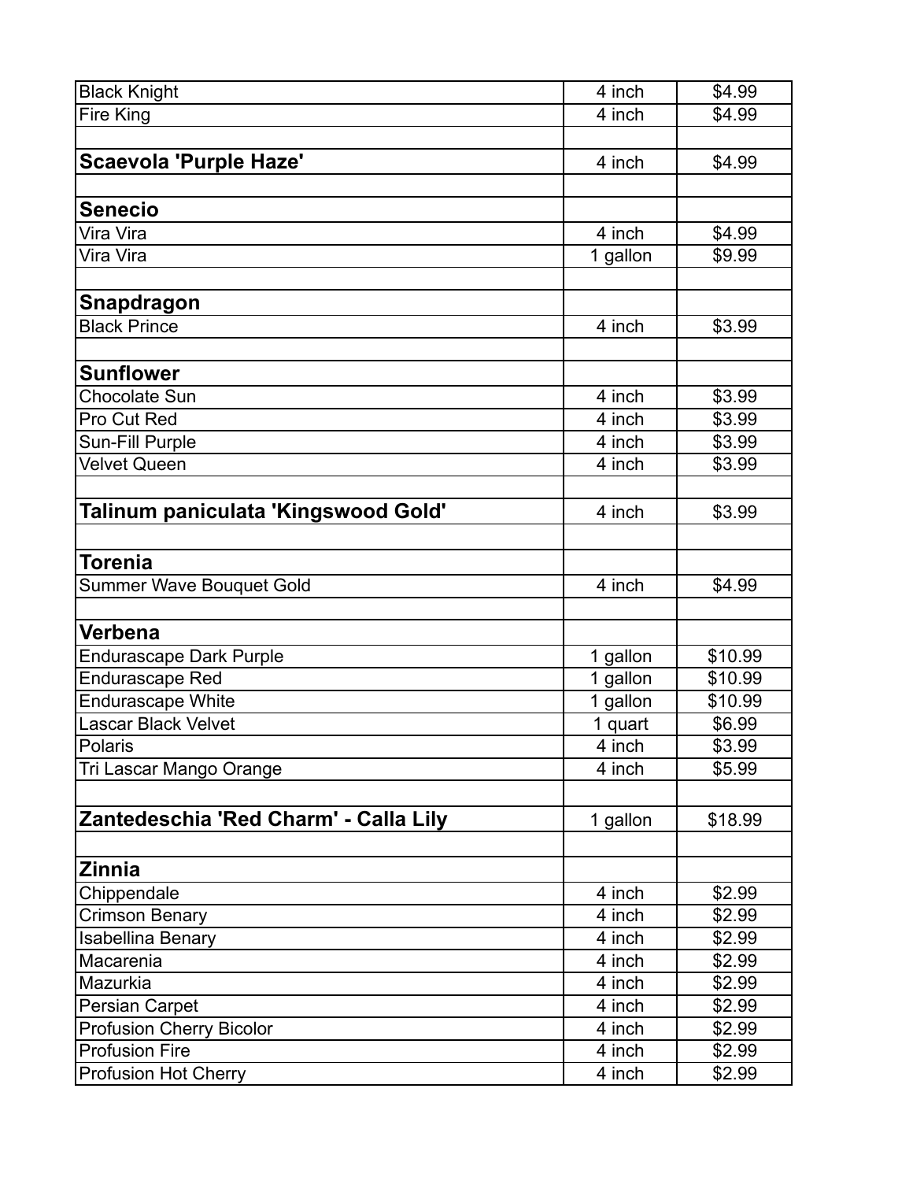| | | |
|---|---|---|
| Black Knight | 4 inch | $4.99 |
| Fire King | 4 inch | $4.99 |
| | | |
| **Scaevola 'Purple Haze'** | 4 inch | $4.99 |
| | | |
| **Senecio** | | |
| Vira Vira | 4 inch | $4.99 |
| Vira Vira | 1 gallon | $9.99 |
| | | |
| **Snapdragon** | | |
| Black Prince | 4 inch | $3.99 |
| | | |
| **Sunflower** | | |
| Chocolate Sun | 4 inch | $3.99 |
| Pro Cut Red | 4 inch | $3.99 |
| Sun-Fill Purple | 4 inch | $3.99 |
| Velvet Queen | 4 inch | $3.99 |
| | | |
| **Talinum paniculata 'Kingswood Gold'** | 4 inch | $3.99 |
| | | |
| **Torenia** | | |
| Summer Wave Bouquet Gold | 4 inch | $4.99 |
| | | |
| **Verbena** | | |
| Endurascape Dark Purple | 1 gallon | $10.99 |
| Endurascape Red | 1 gallon | $10.99 |
| Endurascape White | 1 gallon | $10.99 |
| Lascar Black Velvet | 1 quart | $6.99 |
| Polaris | 4 inch | $3.99 |
| Tri Lascar Mango Orange | 4 inch | $5.99 |
| | | |
| **Zantedeschia 'Red Charm' - Calla Lily** | 1 gallon | $18.99 |
| | | |
| **Zinnia** | | |
| Chippendale | 4 inch | $2.99 |
| Crimson Benary | 4 inch | $2.99 |
| Isabellina Benary | 4 inch | $2.99 |
| Macarenia | 4 inch | $2.99 |
| Mazurkia | 4 inch | $2.99 |
| Persian Carpet | 4 inch | $2.99 |
| Profusion Cherry Bicolor | 4 inch | $2.99 |
| Profusion Fire | 4 inch | $2.99 |
| Profusion Hot Cherry | 4 inch | $2.99 |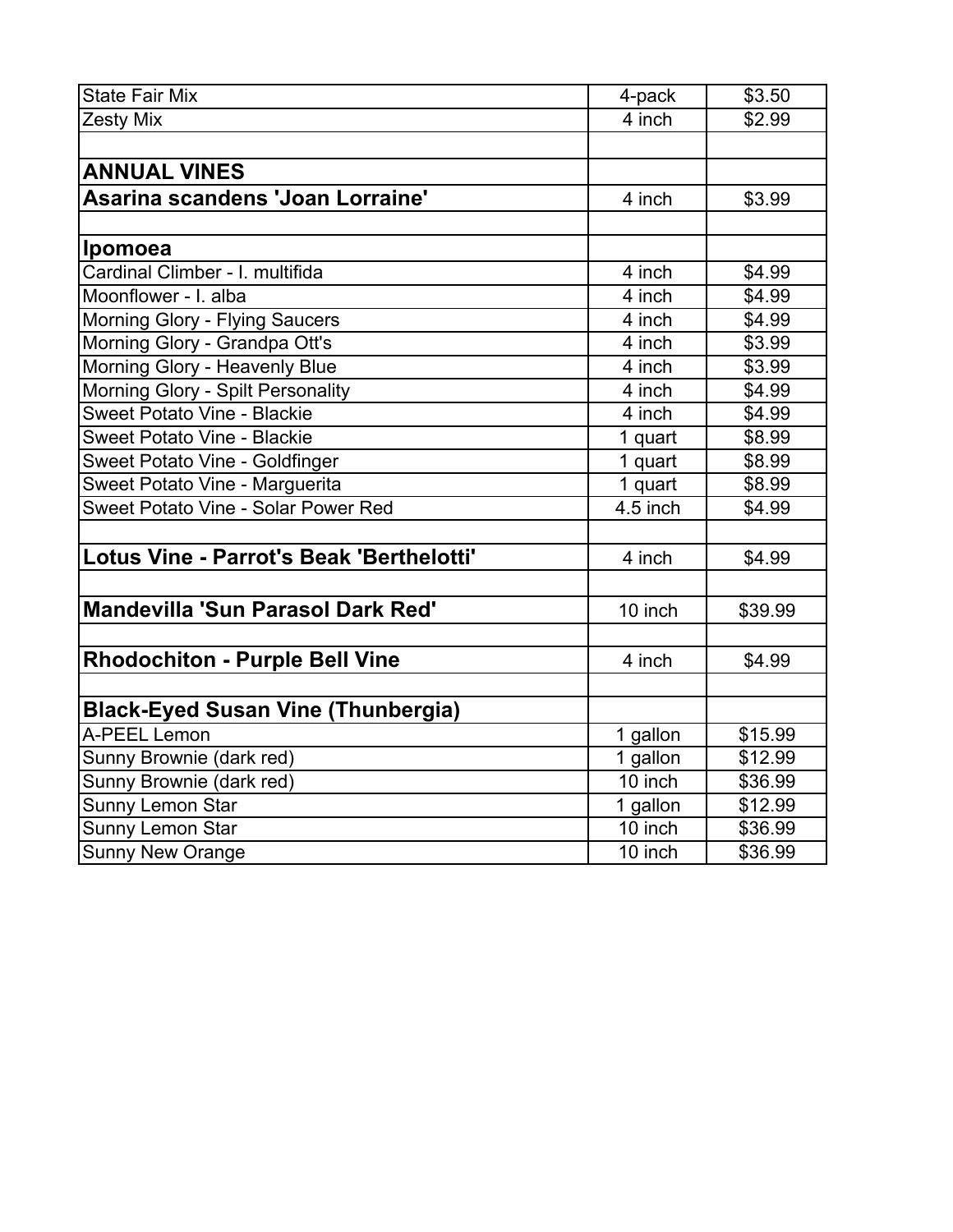| | | |
|---|---|---|
| State Fair Mix | 4-pack | $3.50 |
| Zesty Mix | 4 inch | $2.99 |
| | | |
| **ANNUAL VINES** | | |
| **Asarina scandens 'Joan Lorraine'** | 4 inch | $3.99 |
| | | |
| **Ipomoea** | | |
| Cardinal Climber - I. multifida | 4 inch | $4.99 |
| Moonflower - I. alba | 4 inch | $4.99 |
| Morning Glory - Flying Saucers | 4 inch | $4.99 |
| Morning Glory - Grandpa Ott's | 4 inch | $3.99 |
| Morning Glory - Heavenly Blue | 4 inch | $3.99 |
| Morning Glory - Spilt Personality | 4 inch | $4.99 |
| Sweet Potato Vine - Blackie | 4 inch | $4.99 |
| Sweet Potato Vine - Blackie | 1 quart | $8.99 |
| Sweet Potato Vine - Goldfinger | 1 quart | $8.99 |
| Sweet Potato Vine - Marguerita | 1 quart | $8.99 |
| Sweet Potato Vine - Solar Power Red | 4.5 inch | $4.99 |
| | | |
| **Lotus Vine - Parrot's Beak 'Berthelotti'** | 4 inch | $4.99 |
| | | |
| **Mandevilla 'Sun Parasol Dark Red'** | 10 inch | $39.99 |
| | | |
| **Rhodochiton - Purple Bell Vine** | 4 inch | $4.99 |
| | | |
| **Black-Eyed Susan Vine (Thunbergia)** | | |
| A-PEEL Lemon | 1 gallon | $15.99 |
| Sunny Brownie (dark red) | 1 gallon | $12.99 |
| Sunny Brownie (dark red) | 10 inch | $36.99 |
| Sunny Lemon Star | 1 gallon | $12.99 |
| Sunny Lemon Star | 10 inch | $36.99 |
| Sunny New Orange | 10 inch | $36.99 |